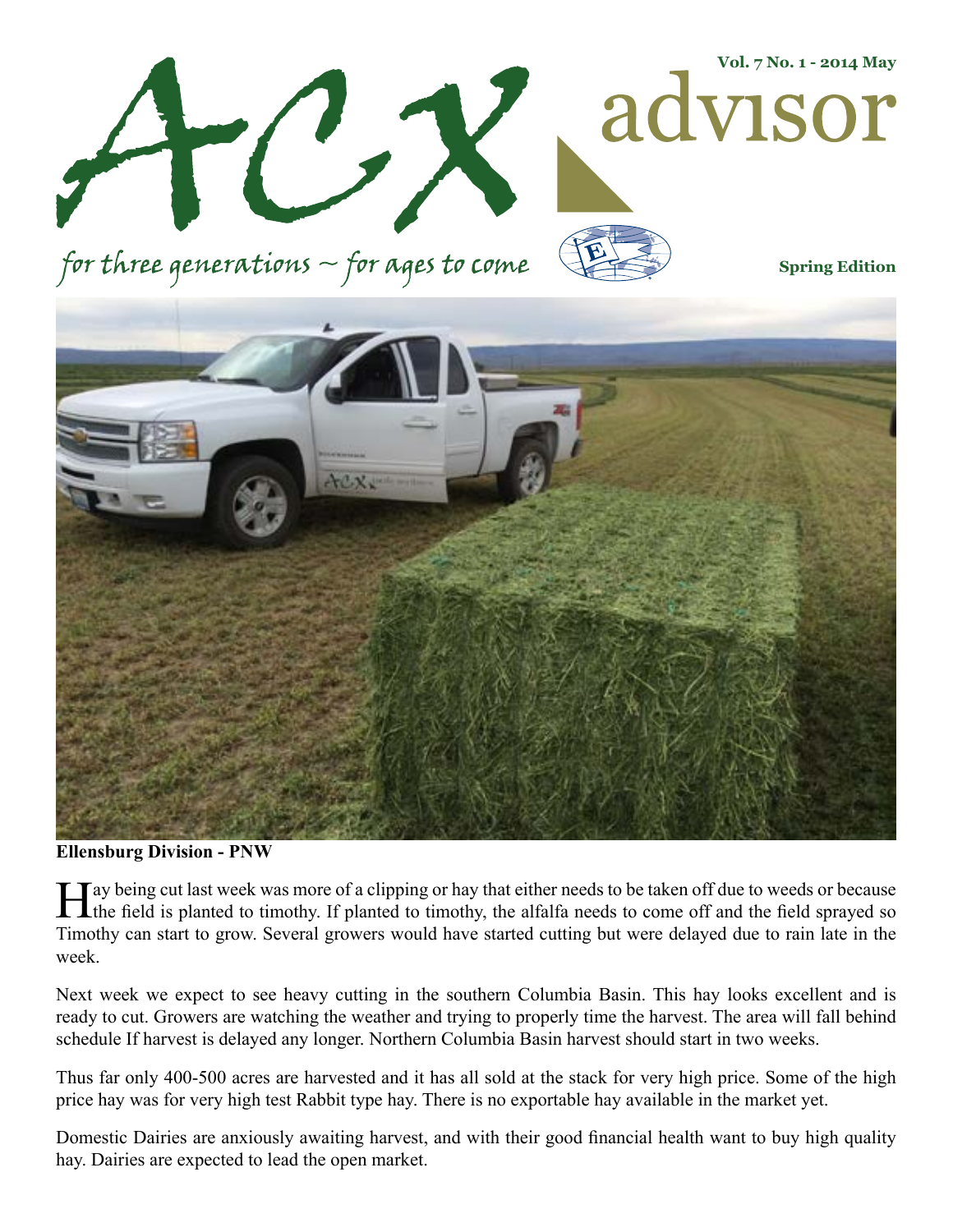# ACX advisor

**Vol. 7 No. 1 - 2014 May**

*for three generations ~ for ages to come*

**Spring Edition**

**Ellensburg Division - PNW**

Hay being cut last week was more of a clipping or hay that either needs to be taken off due to weeds or because the field is planted to timothy. If planted to timothy, the alfalfa needs to come off and the field sprayed so Timothy can start to grow. Several growers would have started cutting but were delayed due to rain late in the week.

Next week we expect to see heavy cutting in the southern Columbia Basin. This hay looks excellent and is ready to cut. Growers are watching the weather and trying to properly time the harvest. The area will fall behind schedule If harvest is delayed any longer. Northern Columbia Basin harvest should start in two weeks.

Thus far only 400-500 acres are harvested and it has all sold at the stack for very high price. Some of the high price hay was for very high test Rabbit type hay. There is no exportable hay available in the market yet.

Domestic Dairies are anxiously awaiting harvest, and with their good financial health want to buy high quality hay. Dairies are expected to lead the open market.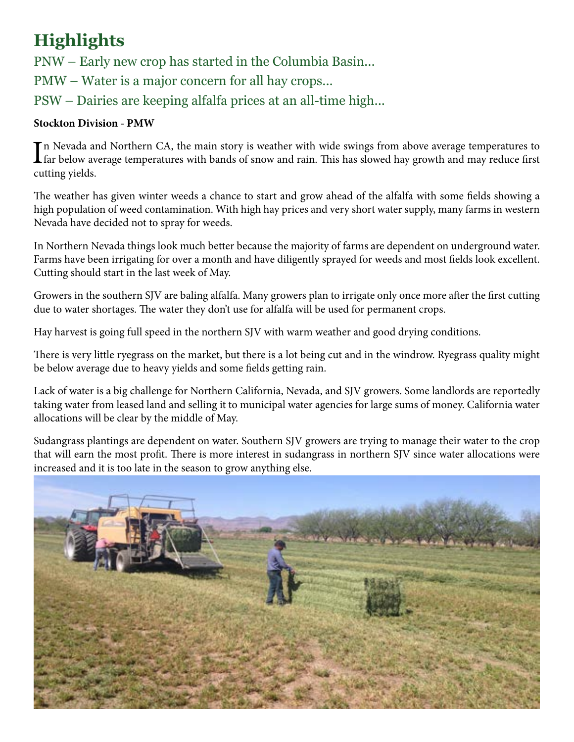# Highlights

PNW – Early new crop has started in the Columbia Basin...

PMW – Water is a major concern for all hay crops...

PSW – Dairies are keeping alfalfa prices at an all-time high...

**Stockton Division - PMW**

In Nevada and Northern CA, the main story is weather with wide swings from above average temperatures to far below average temperatures with bands of snow and rain. This has slowed hay growth and may reduce first cutting yields.

The weather has given winter weeds a chance to start and grow ahead of the alfalfa with some fields showing a high population of weed contamination. With high hay prices and very short water supply, many farms in western Nevada have decided not to spray for weeds.

In Northern Nevada things look much better because the majority of farms are dependent on underground water. Farms have been irrigating for over a month and have diligently sprayed for weeds and most fields look excellent. Cutting should start in the last week of May.

Growers in the southern SJV are baling alfalfa. Many growers plan to irrigate only once more after the first cutting due to water shortages. The water they don't use for alfalfa will be used for permanent crops.

Hay harvest is going full speed in the northern SJV with warm weather and good drying conditions.

There is very little ryegrass on the market, but there is a lot being cut and in the windrow. Ryegrass quality might be below average due to heavy yields and some fields getting rain.

Lack of water is a big challenge for Northern California, Nevada, and SJV growers. Some landlords are reportedly taking water from leased land and selling it to municipal water agencies for large sums of money. California water allocations will be clear by the middle of May.

Sudangrass plantings are dependent on water. Southern SJV growers are trying to manage their water to the crop that will earn the most profit. There is more interest in sudangrass in northern SJV since water allocations were increased and it is too late in the season to grow anything else.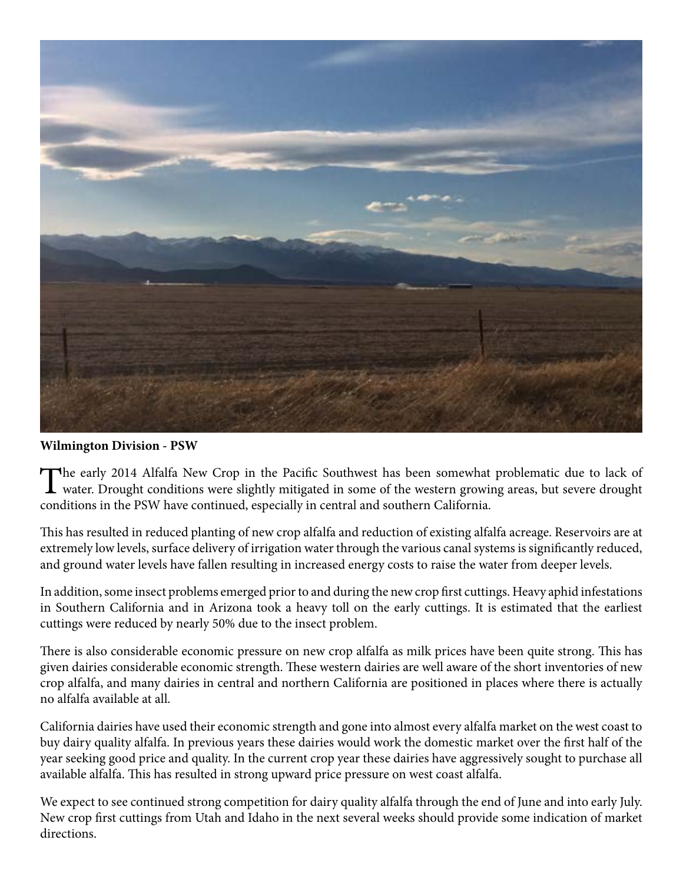**Wilmington Division - PSW**

The early 2014 Alfalfa New Crop in the Pacific Southwest has been somewhat problematic due to lack of water. Drought conditions were slightly mitigated in some of the western growing areas, but severe drought conditions in the PSW have continued, especially in central and southern California.

This has resulted in reduced planting of new crop alfalfa and reduction of existing alfalfa acreage. Reservoirs are at extremely low levels, surface delivery of irrigation water through the various canal systems is significantly reduced, and ground water levels have fallen resulting in increased energy costs to raise the water from deeper levels.

In addition, some insect problems emerged prior to and during the new crop first cuttings. Heavy aphid infestations in Southern California and in Arizona took a heavy toll on the early cuttings. It is estimated that the earliest cuttings were reduced by nearly 50% due to the insect problem.

There is also considerable economic pressure on new crop alfalfa as milk prices have been quite strong. This has given dairies considerable economic strength. These western dairies are well aware of the short inventories of new crop alfalfa, and many dairies in central and northern California are positioned in places where there is actually no alfalfa available at all.

California dairies have used their economic strength and gone into almost every alfalfa market on the west coast to buy dairy quality alfalfa. In previous years these dairies would work the domestic market over the first half of the year seeking good price and quality. In the current crop year these dairies have aggressively sought to purchase all available alfalfa. This has resulted in strong upward price pressure on west coast alfalfa.

We expect to see continued strong competition for dairy quality alfalfa through the end of June and into early July. New crop first cuttings from Utah and Idaho in the next several weeks should provide some indication of market directions.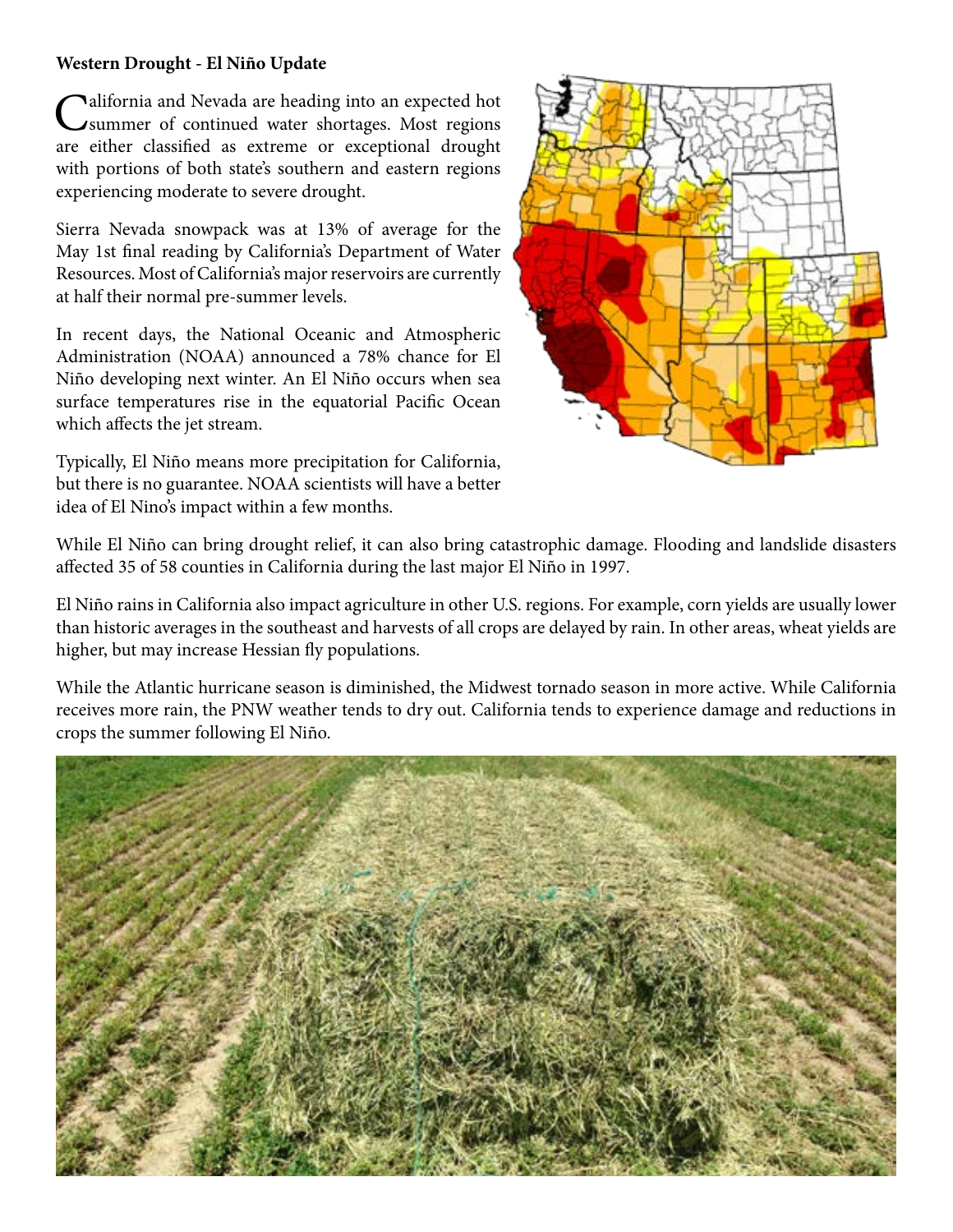**Western Drought - El Niño Update**

California and Nevada are heading into an expected hot summer of continued water shortages. Most regions are either classified as extreme or exceptional drought with portions of both state's southern and eastern regions experiencing moderate to severe drought.

Sierra Nevada snowpack was at 13% of average for the May 1st final reading by California's Department of Water Resources. Most of California's major reservoirs are currently at half their normal pre-summer levels.

In recent days, the National Oceanic and Atmospheric Administration (NOAA) announced a 78% chance for El Niño developing next winter. An El Niño occurs when sea surface temperatures rise in the equatorial Pacific Ocean which affects the jet stream.

Typically, El Niño means more precipitation for California, but there is no guarantee. NOAA scientists will have a better idea of El Nino's impact within a few months.

While El Niño can bring drought relief, it can also bring catastrophic damage. Flooding and landslide disasters affected 35 of 58 counties in California during the last major El Niño in 1997.

El Niño rains in California also impact agriculture in other U.S. regions. For example, corn yields are usually lower than historic averages in the southeast and harvests of all crops are delayed by rain. In other areas, wheat yields are higher, but may increase Hessian fly populations.

While the Atlantic hurricane season is diminished, the Midwest tornado season in more active. While California receives more rain, the PNW weather tends to dry out. California tends to experience damage and reductions in crops the summer following El Niño.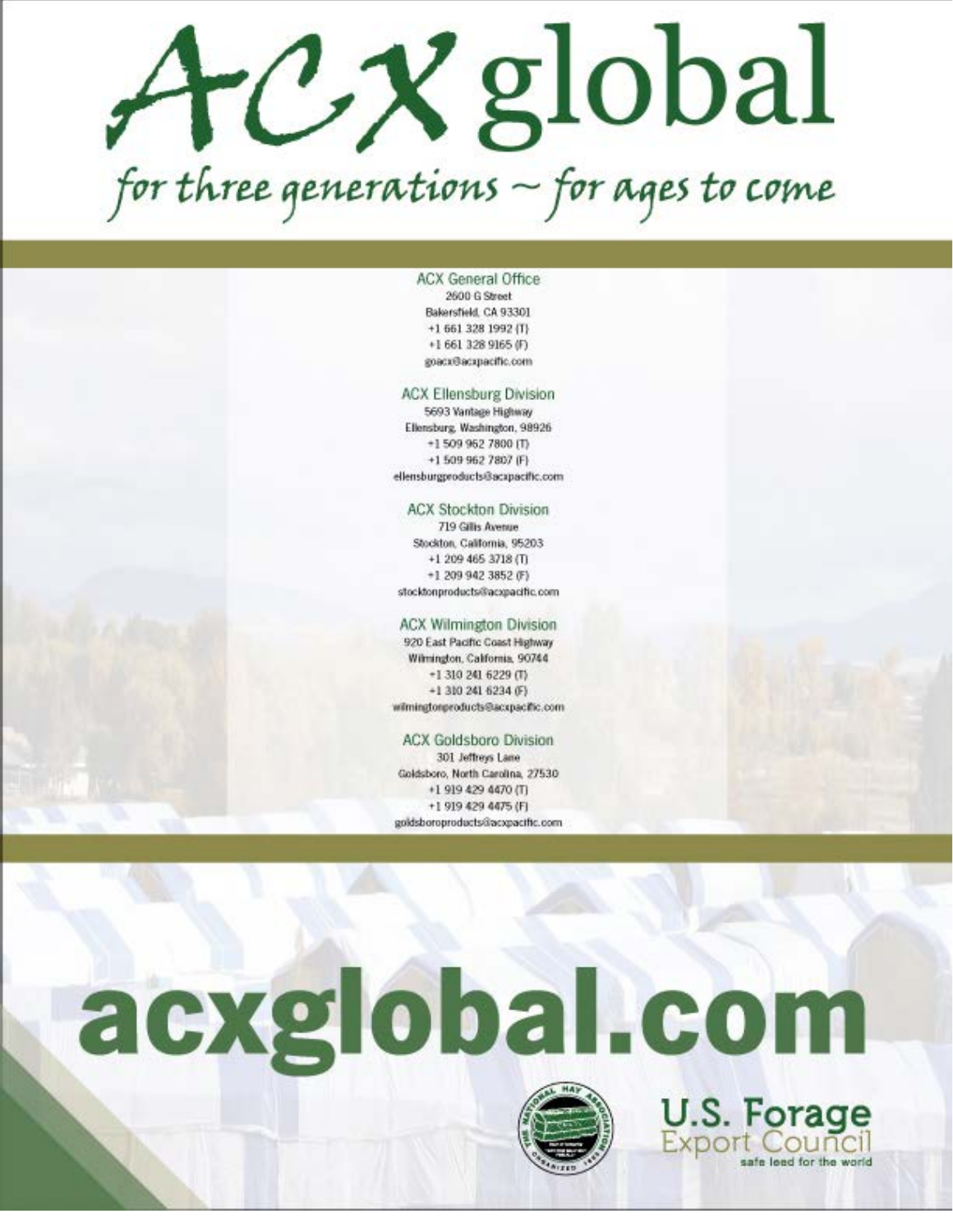# ACX global

*for three generations ~ for ages to come*

**ACX General Office**
2600 G Street
Bakersfield, CA 93301
+1 661 328 1992 (T)
+1 661 328 9165 (F)
goacx@acxpacific.com

**ACX Ellensburg Division**
5693 Vantage Highway
Ellensburg, Washington, 98926
+1 509 962 7800 (T)
+1 509 962 7807 (F)
ellensburgproducts@acxpacific.com

**ACX Stockton Division**
719 Gillis Avenue
Stockton, California, 95203
+1 209 465 3718 (T)
+1 209 942 3852 (F)
stocktonproducts@acxpacific.com

**ACX Wilmington Division**
920 East Pacific Coast Highway
Wilmington, California, 90744
+1 310 241 6229 (T)
+1 310 241 6234 (F)
wilmingtonproducts@acxpacific.com

**ACX Goldsboro Division**
301 Jeffreys Lane
Goldsboro, North Carolina, 27530
+1 919 429 4470 (T)
+1 919 429 4475 (F)
goldsboroproducts@acxpacific.com

# acxglobal.com

The National Hay Association — Organized 1895

U.S. Forage Export Council
safe feed for the world